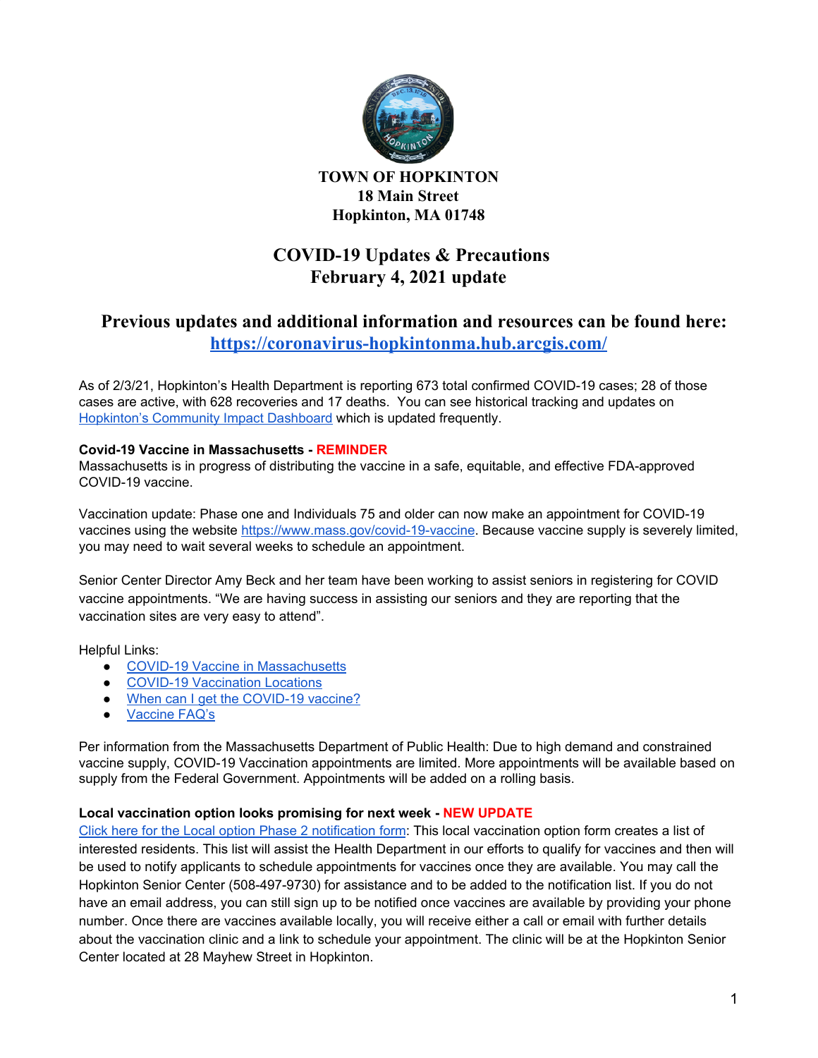**TOWN OF HOPKINTON**
**18 Main Street**
**Hopkinton, MA 01748**

# COVID-19 Updates & Precautions
# February 4, 2021 update

## Previous updates and additional information and resources can be found here: [https://coronavirus-hopkintonma.hub.arcgis.com/](https://coronavirus-hopkintonma.hub.arcgis.com/)

As of 2/3/21, Hopkinton's Health Department is reporting 673 total confirmed COVID-19 cases; 28 of those cases are active, with 628 recoveries and 17 deaths. You can see historical tracking and updates on Hopkinton's Community Impact Dashboard which is updated frequently.

**Covid-19 Vaccine in Massachusetts - REMINDER**
Massachusetts is in progress of distributing the vaccine in a safe, equitable, and effective FDA-approved COVID-19 vaccine.

Vaccination update: Phase one and Individuals 75 and older can now make an appointment for COVID-19 vaccines using the website https://www.mass.gov/covid-19-vaccine. Because vaccine supply is severely limited, you may need to wait several weeks to schedule an appointment.

Senior Center Director Amy Beck and her team have been working to assist seniors in registering for COVID vaccine appointments. "We are having success in assisting our seniors and they are reporting that the vaccination sites are very easy to attend".

Helpful Links:

- COVID-19 Vaccine in Massachusetts
- COVID-19 Vaccination Locations
- When can I get the COVID-19 vaccine?
- Vaccine FAQ's

Per information from the Massachusetts Department of Public Health: Due to high demand and constrained vaccine supply, COVID-19 Vaccination appointments are limited. More appointments will be available based on supply from the Federal Government. Appointments will be added on a rolling basis.

**Local vaccination option looks promising for next week - NEW UPDATE**
Click here for the Local option Phase 2 notification form: This local vaccination option form creates a list of interested residents. This list will assist the Health Department in our efforts to qualify for vaccines and then will be used to notify applicants to schedule appointments for vaccines once they are available. You may call the Hopkinton Senior Center (508-497-9730) for assistance and to be added to the notification list. If you do not have an email address, you can still sign up to be notified once vaccines are available by providing your phone number. Once there are vaccines available locally, you will receive either a call or email with further details about the vaccination clinic and a link to schedule your appointment. The clinic will be at the Hopkinton Senior Center located at 28 Mayhew Street in Hopkinton.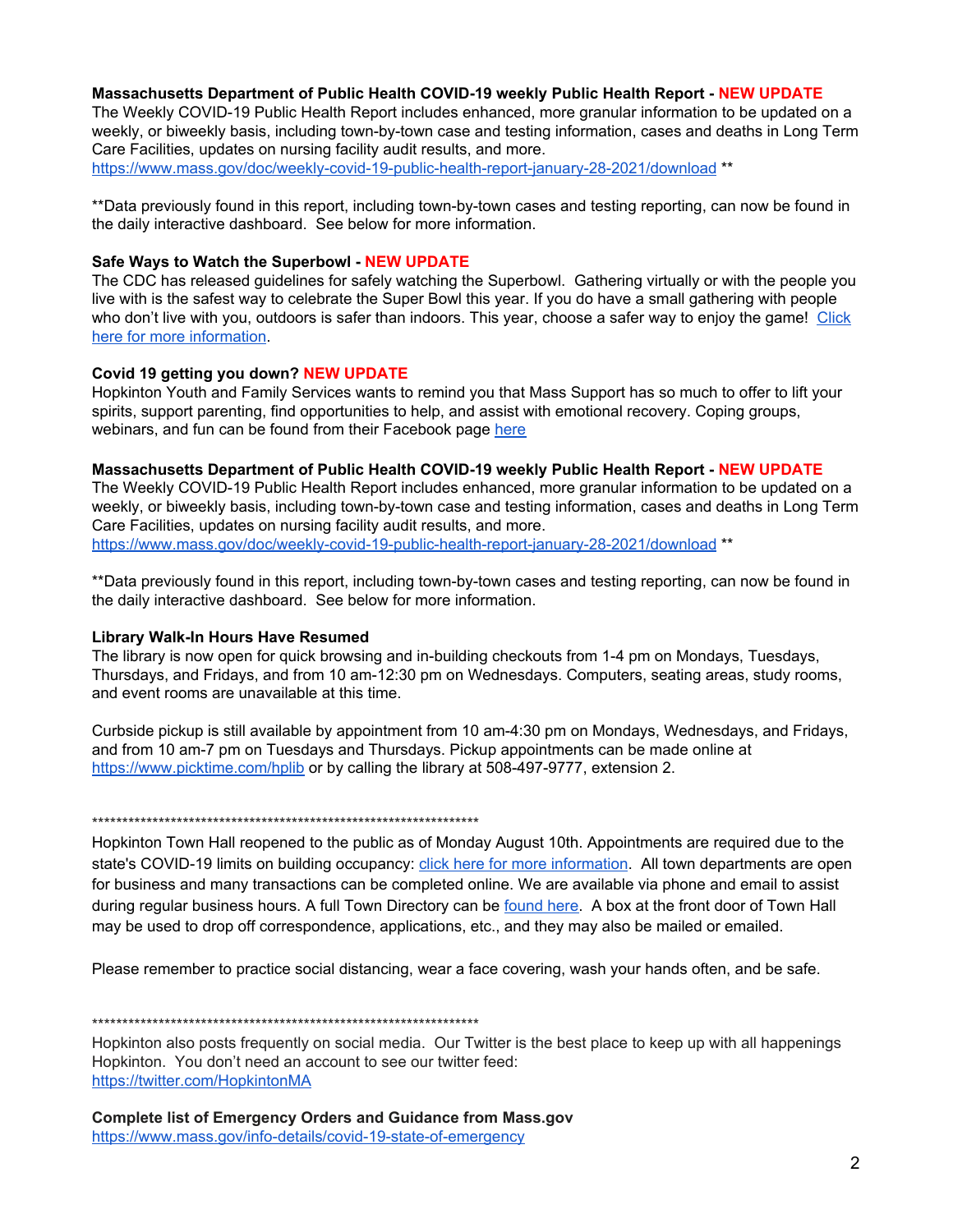**Massachusetts Department of Public Health COVID-19 weekly Public Health Report - NEW UPDATE**
The Weekly COVID-19 Public Health Report includes enhanced, more granular information to be updated on a weekly, or biweekly basis, including town-by-town case and testing information, cases and deaths in Long Term Care Facilities, updates on nursing facility audit results, and more.
https://www.mass.gov/doc/weekly-covid-19-public-health-report-january-28-2021/download **

**Data previously found in this report, including town-by-town cases and testing reporting, can now be found in the daily interactive dashboard. See below for more information.

**Safe Ways to Watch the Superbowl - NEW UPDATE**
The CDC has released guidelines for safely watching the Superbowl. Gathering virtually or with the people you live with is the safest way to celebrate the Super Bowl this year. If you do have a small gathering with people who don't live with you, outdoors is safer than indoors. This year, choose a safer way to enjoy the game! Click here for more information.

**Covid 19 getting you down? NEW UPDATE**
Hopkinton Youth and Family Services wants to remind you that Mass Support has so much to offer to lift your spirits, support parenting, find opportunities to help, and assist with emotional recovery. Coping groups, webinars, and fun can be found from their Facebook page here

**Massachusetts Department of Public Health COVID-19 weekly Public Health Report - NEW UPDATE**
The Weekly COVID-19 Public Health Report includes enhanced, more granular information to be updated on a weekly, or biweekly basis, including town-by-town case and testing information, cases and deaths in Long Term Care Facilities, updates on nursing facility audit results, and more.
https://www.mass.gov/doc/weekly-covid-19-public-health-report-january-28-2021/download **

**Data previously found in this report, including town-by-town cases and testing reporting, can now be found in the daily interactive dashboard. See below for more information.

**Library Walk-In Hours Have Resumed**
The library is now open for quick browsing and in-building checkouts from 1-4 pm on Mondays, Tuesdays, Thursdays, and Fridays, and from 10 am-12:30 pm on Wednesdays. Computers, seating areas, study rooms, and event rooms are unavailable at this time.

Curbside pickup is still available by appointment from 10 am-4:30 pm on Mondays, Wednesdays, and Fridays, and from 10 am-7 pm on Tuesdays and Thursdays. Pickup appointments can be made online at https://www.picktime.com/hplib or by calling the library at 508-497-9777, extension 2.

******************************************************************

Hopkinton Town Hall reopened to the public as of Monday August 10th. Appointments are required due to the state's COVID-19 limits on building occupancy: click here for more information. All town departments are open for business and many transactions can be completed online. We are available via phone and email to assist during regular business hours. A full Town Directory can be found here. A box at the front door of Town Hall may be used to drop off correspondence, applications, etc., and they may also be mailed or emailed.

Please remember to practice social distancing, wear a face covering, wash your hands often, and be safe.

******************************************************************

Hopkinton also posts frequently on social media. Our Twitter is the best place to keep up with all happenings Hopkinton. You don't need an account to see our twitter feed:
https://twitter.com/HopkintonMA

**Complete list of Emergency Orders and Guidance from Mass.gov**
https://www.mass.gov/info-details/covid-19-state-of-emergency